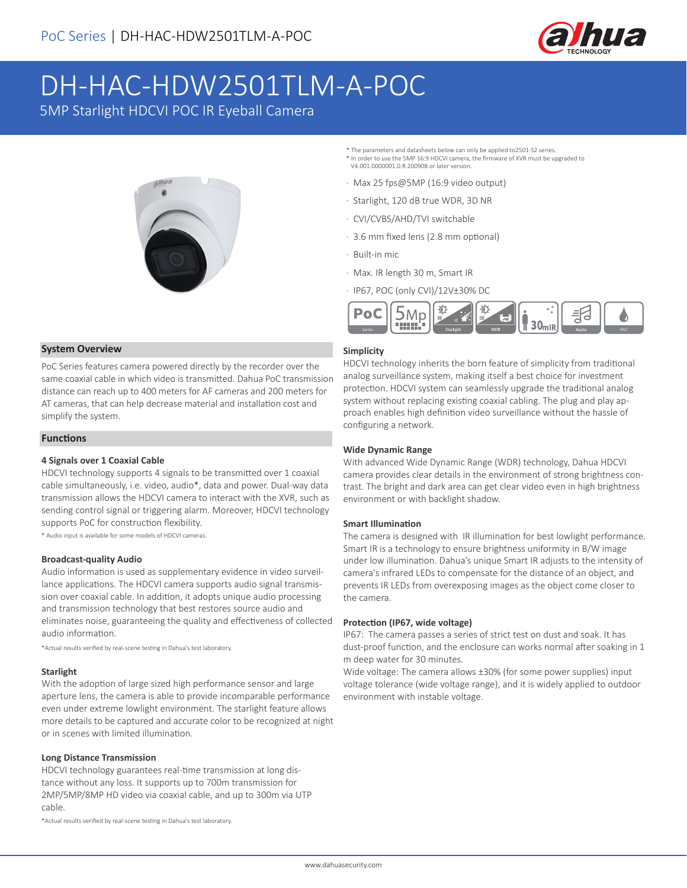# DH-HAC-HDW2501TLM-A-POC

5MP Starlight HDCVI POC IR Eyeball Camera

* The parameters and datasheets below can only be applied to2501-S2 series.
* In order to use the 5MP 16:9 HDCVI camera, the firmware of XVR must be upgraded to V4.001.0000001.0.R.200908 or later version.

- Max 25 fps@5MP (16:9 video output)
- Starlight, 120 dB true WDR, 3D NR
- CVI/CVBS/AHD/TVI switchable
- 3.6 mm fixed lens (2.8 mm optional)
- Built-in mic
- Max. IR length 30 m, Smart IR
- IP67, POC (only CVI)/12V±30% DC

## System Overview

PoC Series features camera powered directly by the recorder over the same coaxial cable in which video is transmitted. Dahua PoC transmission distance can reach up to 400 meters for AF cameras and 200 meters for AT cameras, that can help decrease material and installation cost and simplify the system.

## Functions

### 4 Signals over 1 Coaxial Cable

HDCVI technology supports 4 signals to be transmitted over 1 coaxial cable simultaneously, i.e. video, audio*, data and power. Dual-way data transmission allows the HDCVI camera to interact with the XVR, such as sending control signal or triggering alarm. Moreover, HDCVI technology supports PoC for construction flexibility.

* Audio input is available for some models of HDCVI cameras.

### Broadcast-quality Audio

Audio information is used as supplementary evidence in video surveillance applications. The HDCVI camera supports audio signal transmission over coaxial cable. In addition, it adopts unique audio processing and transmission technology that best restores source audio and eliminates noise, guaranteeing the quality and effectiveness of collected audio information.

*Actual results verified by real-scene testing in Dahua's test laboratory.

### Starlight

With the adoption of large sized high performance sensor and large aperture lens, the camera is able to provide incomparable performance even under extreme lowlight environment. The starlight feature allows more details to be captured and accurate color to be recognized at night or in scenes with limited illumination.

### Long Distance Transmission

HDCVI technology guarantees real-time transmission at long distance without any loss. It supports up to 700m transmission for 2MP/5MP/8MP HD video via coaxial cable, and up to 300m via UTP cable.

*Actual results verified by real-scene testing in Dahua's test laboratory.

### Simplicity

HDCVI technology inherits the born feature of simplicity from traditional analog surveillance system, making itself a best choice for investment protection. HDCVI system can seamlessly upgrade the traditional analog system without replacing existing coaxial cabling. The plug and play approach enables high definition video surveillance without the hassle of configuring a network.

### Wide Dynamic Range

With advanced Wide Dynamic Range (WDR) technology, Dahua HDCVI camera provides clear details in the environment of strong brightness contrast. The bright and dark area can get clear video even in high brightness environment or with backlight shadow.

### Smart Illumination

The camera is designed with IR illumination for best lowlight performance. Smart IR is a technology to ensure brightness uniformity in B/W image under low illumination. Dahua's unique Smart IR adjusts to the intensity of camera's infrared LEDs to compensate for the distance of an object, and prevents IR LEDs from overexposing images as the object come closer to the camera.

### Protection (IP67, wide voltage)

IP67: The camera passes a series of strict test on dust and soak. It has dust-proof function, and the enclosure can works normal after soaking in 1 m deep water for 30 minutes.

Wide voltage: The camera allows ±30% (for some power supplies) input voltage tolerance (wide voltage range), and it is widely applied to outdoor environment with instable voltage.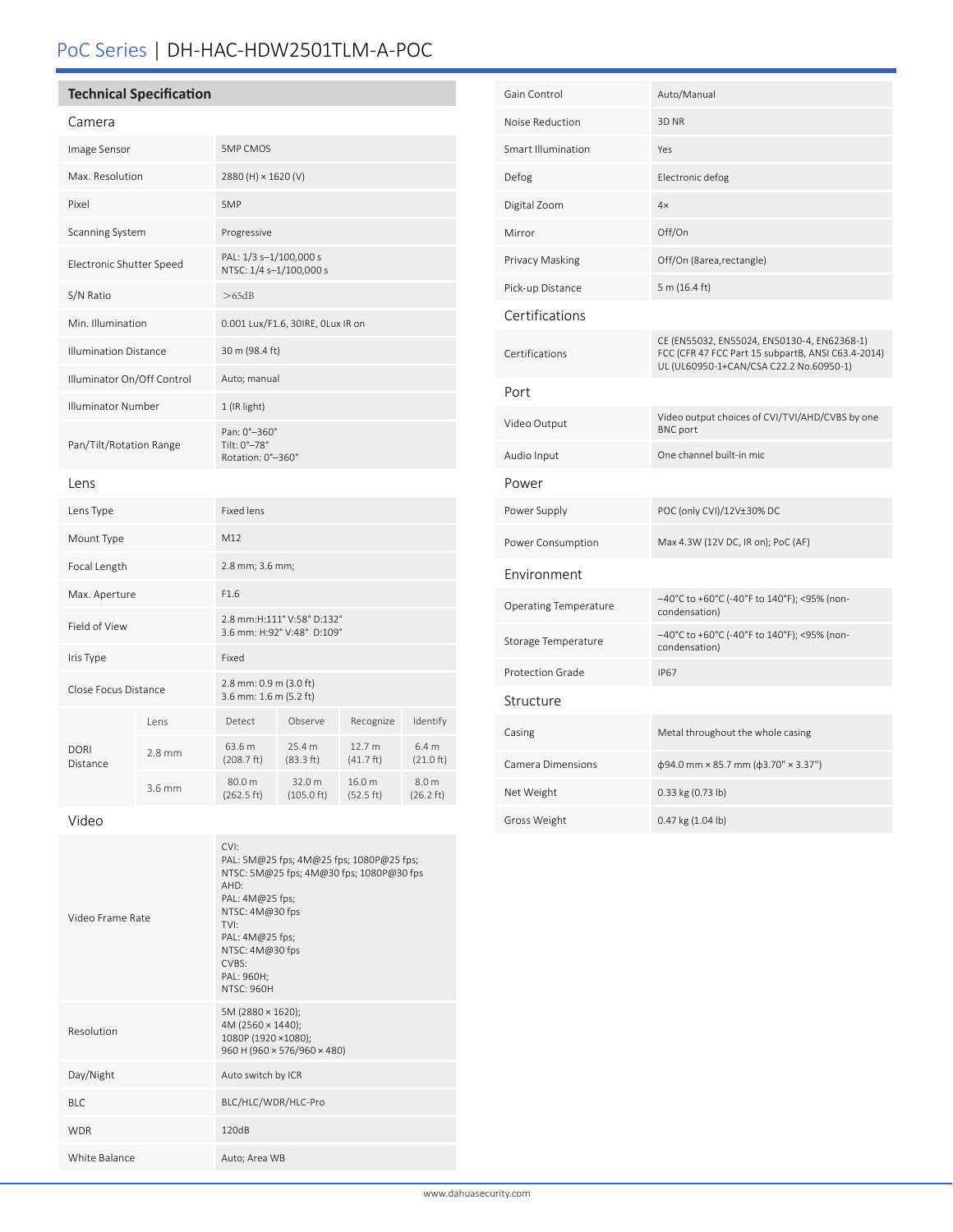# PoC Series | DH-HAC-HDW2501TLM-A-POC

## Technical Specification

### Camera

| | |
|---|---|
| Image Sensor | 5MP CMOS |
| Max. Resolution | 2880 (H) × 1620 (V) |
| Pixel | 5MP |
| Scanning System | Progressive |
| Electronic Shutter Speed | PAL: 1/3 s–1/100,000 s<br>NTSC: 1/4 s–1/100,000 s |
| S/N Ratio | >65dB |
| Min. Illumination | 0.001 Lux/F1.6, 30IRE, 0Lux IR on |
| Illumination Distance | 30 m (98.4 ft) |
| Illuminator On/Off Control | Auto; manual |
| Illuminator Number | 1 (IR light) |
| Pan/Tilt/Rotation Range | Pan: 0°–360°<br>Tilt: 0°–78°<br>Rotation: 0°–360° |

### Lens

| | |
|---|---|
| Lens Type | Fixed lens |
| Mount Type | M12 |
| Focal Length | 2.8 mm; 3.6 mm; |
| Max. Aperture | F1.6 |
| Field of View | 2.8 mm:H:111° V:58° D:132°<br>3.6 mm: H:92° V:48° D:109° |
| Iris Type | Fixed |
| Close Focus Distance | 2.8 mm: 0.9 m (3.0 ft)<br>3.6 mm: 1.6 m (5.2 ft) |

| DORI Distance | Lens | Detect | Observe | Recognize | Identify |
|---|---|---|---|---|---|
| | 2.8 mm | 63.6 m (208.7 ft) | 25.4 m (83.3 ft) | 12.7 m (41.7 ft) | 6.4 m (21.0 ft) |
| | 3.6 mm | 80.0 m (262.5 ft) | 32.0 m (105.0 ft) | 16.0 m (52.5 ft) | 8.0 m (26.2 ft) |

### Video

| | |
|---|---|
| Video Frame Rate | CVI:<br>PAL: 5M@25 fps; 4M@25 fps; 1080P@25 fps;<br>NTSC: 5M@25 fps; 4M@30 fps; 1080P@30 fps<br>AHD:<br>PAL: 4M@25 fps;<br>NTSC: 4M@30 fps<br>TVI:<br>PAL: 4M@25 fps;<br>NTSC: 4M@30 fps<br>CVBS:<br>PAL: 960H;<br>NTSC: 960H |
| Resolution | 5M (2880 × 1620);<br>4M (2560 × 1440);<br>1080P (1920 ×1080);<br>960 H (960 × 576/960 × 480) |
| Day/Night | Auto switch by ICR |
| BLC | BLC/HLC/WDR/HLC-Pro |
| WDR | 120dB |
| White Balance | Auto; Area WB |
| Gain Control | Auto/Manual |
| Noise Reduction | 3D NR |
| Smart Illumination | Yes |
| Defog | Electronic defog |
| Digital Zoom | 4× |
| Mirror | Off/On |
| Privacy Masking | Off/On (8area,rectangle) |
| Pick-up Distance | 5 m (16.4 ft) |

### Certifications

| | |
|---|---|
| Certifications | CE (EN55032, EN55024, EN50130-4, EN62368-1)<br>FCC (CFR 47 FCC Part 15 subpartB, ANSI C63.4-2014)<br>UL (UL60950-1+CAN/CSA C22.2 No.60950-1) |

### Port

| | |
|---|---|
| Video Output | Video output choices of CVI/TVI/AHD/CVBS by one BNC port |
| Audio Input | One channel built-in mic |

### Power

| | |
|---|---|
| Power Supply | POC (only CVI)/12V±30% DC |
| Power Consumption | Max 4.3W (12V DC, IR on); PoC (AF) |

### Environment

| | |
|---|---|
| Operating Temperature | –40°C to +60°C (-40°F to 140°F); <95% (non-condensation) |
| Storage Temperature | –40°C to +60°C (-40°F to 140°F); <95% (non-condensation) |
| Protection Grade | IP67 |

### Structure

| | |
|---|---|
| Casing | Metal throughout the whole casing |
| Camera Dimensions | ϕ94.0 mm × 85.7 mm (ϕ3.70" × 3.37") |
| Net Weight | 0.33 kg (0.73 lb) |
| Gross Weight | 0.47 kg (1.04 lb) |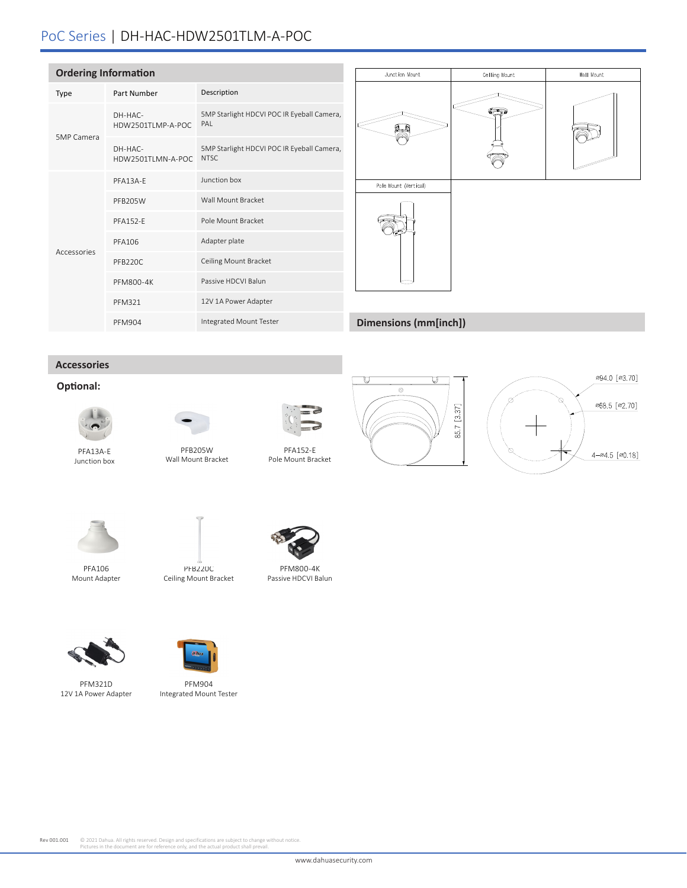# PoC Series | DH-HAC-HDW2501TLM-A-POC

## Ordering Information

| Type | Part Number | Description |
|---|---|---|
| 5MP Camera | DH-HAC-HDW2501TLMP-A-POC | 5MP Starlight HDCVI POC IR Eyeball Camera, PAL |
| | DH-HAC-HDW2501TLMN-A-POC | 5MP Starlight HDCVI POC IR Eyeball Camera, NTSC |
| Accessories | PFA13A-E | Junction box |
| | PFB205W | Wall Mount Bracket |
| | PFA152-E | Pole Mount Bracket |
| | PFA106 | Adapter plate |
| | PFB220C | Ceiling Mount Bracket |
| | PFM800-4K | Passive HDCVI Balun |
| | PFM321 | 12V 1A Power Adapter |
| | PFM904 | Integrated Mount Tester |

Junction Mount

Ceiling Mount

Wall Mount

Pole Mount (Vertical)

## Dimensions (mm[inch])

85.7 [3.37]

⌀94.0 [⌀3.70]

⌀68.5 [⌀2.70]

4–⌀4.5 [⌀0.18]

## Accessories

### Optional:

PFA13A-E
Junction box

PFB205W
Wall Mount Bracket

PFA152-E
Pole Mount Bracket

PFA106
Mount Adapter

PFB220C
Ceiling Mount Bracket

PFM800-4K
Passive HDCVI Balun

PFM321D
12V 1A Power Adapter

PFM904
Integrated Mount Tester

Rev 001.001 © 2021 Dahua. All rights reserved. Design and specifications are subject to change without notice.
Pictures in the document are for reference only, and the actual product shall prevail.

www.dahuasecurity.com